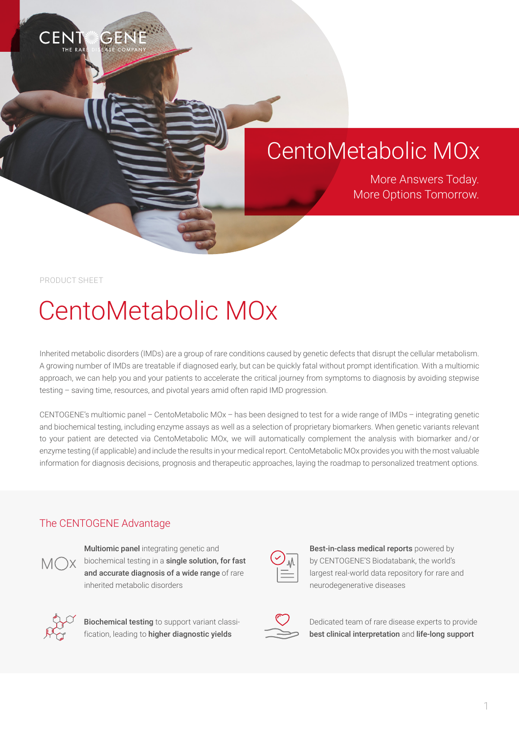CENTOGENE
THE RARE DISEASE COMPANY

# CentoMetabolic MOx

More Answers Today.
More Options Tomorrow.

PRODUCT SHEET

# CentoMetabolic MOx

Inherited metabolic disorders (IMDs) are a group of rare conditions caused by genetic defects that disrupt the cellular metabolism. A growing number of IMDs are treatable if diagnosed early, but can be quickly fatal without prompt identification. With a multiomic approach, we can help you and your patients to accelerate the critical journey from symptoms to diagnosis by avoiding stepwise testing – saving time, resources, and pivotal years amid often rapid IMD progression.

CENTOGENE's multiomic panel – CentoMetabolic MOx – has been designed to test for a wide range of IMDs – integrating genetic and biochemical testing, including enzyme assays as well as a selection of proprietary biomarkers. When genetic variants relevant to your patient are detected via CentoMetabolic MOx, we will automatically complement the analysis with biomarker and/or enzyme testing (if applicable) and include the results in your medical report. CentoMetabolic MOx provides you with the most valuable information for diagnosis decisions, prognosis and therapeutic approaches, laying the roadmap to personalized treatment options.

## The CENTOGENE Advantage

- **Multiomic panel** integrating genetic and biochemical testing in a **single solution, for fast and accurate diagnosis of a wide range** of rare inherited metabolic disorders
- **Best-in-class medical reports** powered by by CENTOGENE'S Biodatabank, the world's largest real-world data repository for rare and neurodegenerative diseases
- **Biochemical testing** to support variant classification, leading to **higher diagnostic yields**
- Dedicated team of rare disease experts to provide **best clinical interpretation** and **life-long support**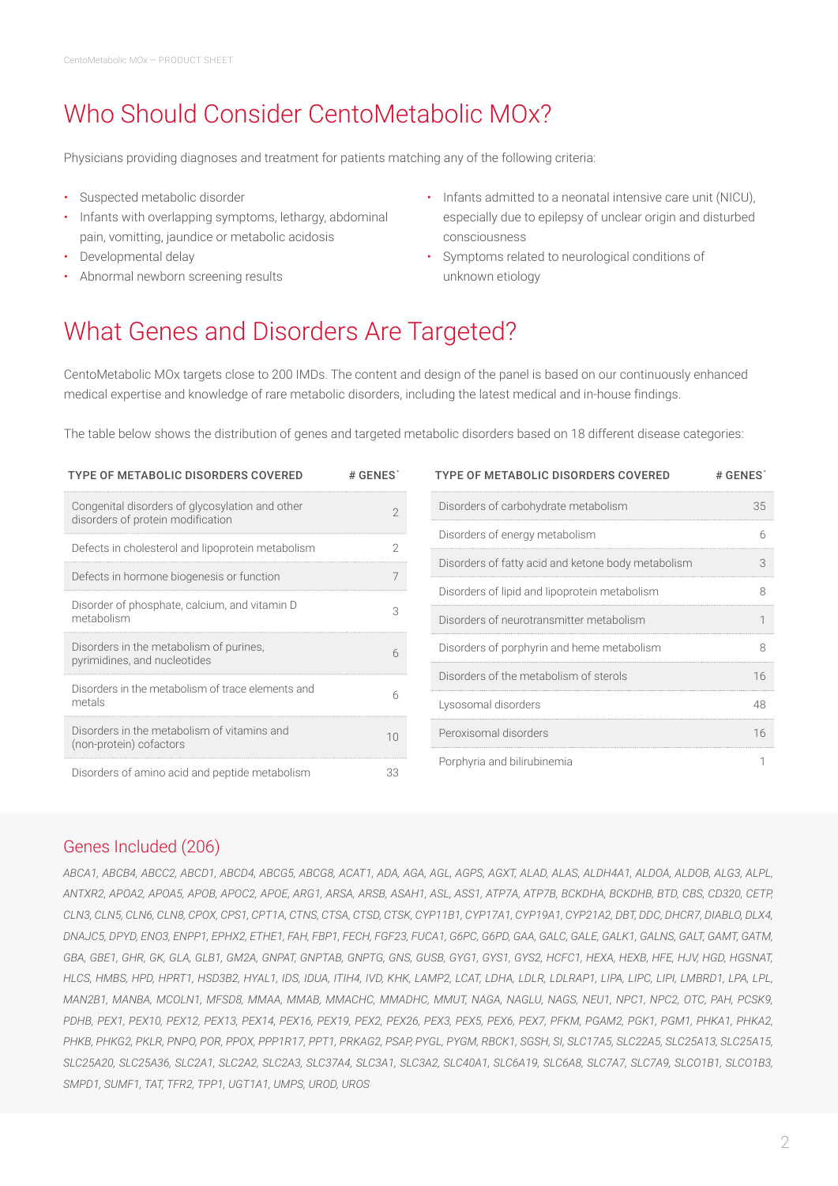## Who Should Consider CentoMetabolic MOx?

Physicians providing diagnoses and treatment for patients matching any of the following criteria:

- Suspected metabolic disorder
- Infants with overlapping symptoms, lethargy, abdominal pain, vomitting, jaundice or metabolic acidosis
- Developmental delay
- Abnormal newborn screening results
- Infants admitted to a neonatal intensive care unit (NICU), especially due to epilepsy of unclear origin and disturbed consciousness
- Symptoms related to neurological conditions of unknown etiology

## What Genes and Disorders Are Targeted?

CentoMetabolic MOx targets close to 200 IMDs. The content and design of the panel is based on our continuously enhanced medical expertise and knowledge of rare metabolic disorders, including the latest medical and in-house findings.

The table below shows the distribution of genes and targeted metabolic disorders based on 18 different disease categories:

| TYPE OF METABOLIC DISORDERS COVERED | # GENES* |
|---|---|
| Congenital disorders of glycosylation and other disorders of protein modification | 2 |
| Defects in cholesterol and lipoprotein metabolism | 2 |
| Defects in hormone biogenesis or function | 7 |
| Disorder of phosphate, calcium, and vitamin D metabolism | 3 |
| Disorders in the metabolism of purines, pyrimidines, and nucleotides | 6 |
| Disorders in the metabolism of trace elements and metals | 6 |
| Disorders in the metabolism of vitamins and (non-protein) cofactors | 10 |
| Disorders of amino acid and peptide metabolism | 33 |
| Disorders of carbohydrate metabolism | 35 |
| Disorders of energy metabolism | 6 |
| Disorders of fatty acid and ketone body metabolism | 3 |
| Disorders of lipid and lipoprotein metabolism | 8 |
| Disorders of neurotransmitter metabolism | 1 |
| Disorders of porphyrin and heme metabolism | 8 |
| Disorders of the metabolism of sterols | 16 |
| Lysosomal disorders | 48 |
| Peroxisomal disorders | 16 |
| Porphyria and bilirubinemia | 1 |

### Genes Included (206)

*ABCA1, ABCB4, ABCC2, ABCD1, ABCD4, ABCG5, ABCG8, ACAT1, ADA, AGA, AGL, AGPS, AGXT, ALAD, ALAS, ALDH4A1, ALDOA, ALDOB, ALG3, ALPL, ANTXR2, APOA2, APOA5, APOB, APOC2, APOE, ARG1, ARSA, ARSB, ASAH1, ASL, ASS1, ATP7A, ATP7B, BCKDHA, BCKDHB, BTD, CBS, CD320, CETP, CLN3, CLN5, CLN6, CLN8, CPOX, CPS1, CPT1A, CTNS, CTSA, CTSD, CTSK, CYP11B1, CYP17A1, CYP19A1, CYP21A2, DBT, DDC, DHCR7, DIABLO, DLX4, DNAJC5, DPYD, ENO3, ENPP1, EPHX2, ETHE1, FAH, FBP1, FECH, FGF23, FUCA1, G6PC, G6PD, GAA, GALC, GALE, GALK1, GALNS, GALT, GAMT, GATM, GBA, GBE1, GHR, GK, GLA, GLB1, GM2A, GNPAT, GNPTAB, GNPTG, GNS, GUSB, GYG1, GYS1, GYS2, HCFC1, HEXA, HEXB, HFE, HJV, HGD, HGSNAT, HLCS, HMBS, HPD, HPRT1, HSD3B2, HYAL1, IDS, IDUA, ITIH4, IVD, KHK, LAMP2, LCAT, LDHA, LDLR, LDLRAP1, LIPA, LIPC, LIPI, LMBRD1, LPA, LPL, MAN2B1, MANBA, MCOLN1, MFSD8, MMAA, MMAB, MMACHC, MMADHC, MMUT, NAGA, NAGLU, NAGS, NEU1, NPC1, NPC2, OTC, PAH, PCSK9, PDHB, PEX1, PEX10, PEX12, PEX13, PEX14, PEX16, PEX19, PEX2, PEX26, PEX3, PEX5, PEX6, PEX7, PFKM, PGAM2, PGK1, PGM1, PHKA1, PHKA2, PHKB, PHKG2, PKLR, PNPO, POR, PPOX, PPP1R17, PPT1, PRKAG2, PSAP, PYGL, PYGM, RBCK1, SGSH, SI, SLC17A5, SLC22A5, SLC25A13, SLC25A15, SLC25A20, SLC25A36, SLC2A1, SLC2A2, SLC2A3, SLC37A4, SLC3A1, SLC3A2, SLC40A1, SLC6A19, SLC6A8, SLC7A7, SLC7A9, SLCO1B1, SLCO1B3, SMPD1, SUMF1, TAT, TFR2, TPP1, UGT1A1, UMPS, UROD, UROS*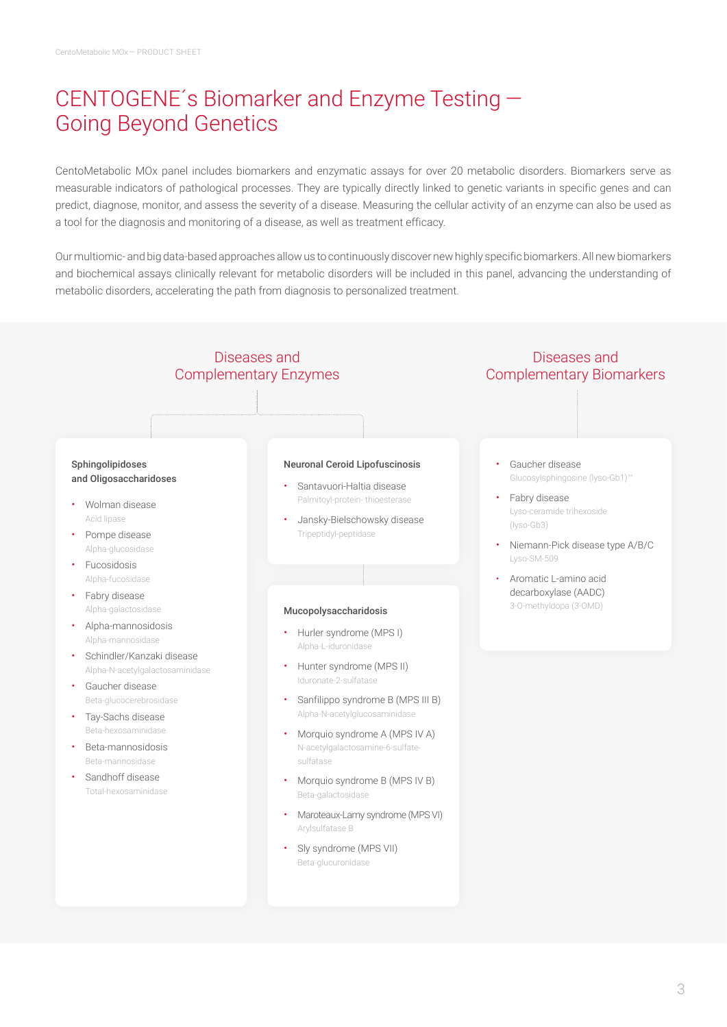# CENTOGENE´s Biomarker and Enzyme Testing — Going Beyond Genetics

CentoMetabolic MOx panel includes biomarkers and enzymatic assays for over 20 metabolic disorders. Biomarkers serve as measurable indicators of pathological processes. They are typically directly linked to genetic variants in specific genes and can predict, diagnose, monitor, and assess the severity of a disease. Measuring the cellular activity of an enzyme can also be used as a tool for the diagnosis and monitoring of a disease, as well as treatment efficacy.

Our multiomic- and big data-based approaches allow us to continuously discover new highly specific biomarkers. All new biomarkers and biochemical assays clinically relevant for metabolic disorders will be included in this panel, advancing the understanding of metabolic disorders, accelerating the path from diagnosis to personalized treatment.

## Diseases and Complementary Enzymes

### Sphingolipidoses and Oligosaccharidoses

- Wolman disease
  Acid lipase
- Pompe disease
  Alpha-glucosidase
- Fucosidosis
  Alpha-fucosidase
- Fabry disease
  Alpha-galactosidase
- Alpha-mannosidosis
  Alpha-mannosidase
- Schindler/Kanzaki disease
  Alpha-N-acetylgalactosaminidase
- Gaucher disease
  Beta-glucocerebrosidase
- Tay-Sachs disease
  Beta-hexosaminidase
- Beta-mannosidosis
  Beta-mannosidase
- Sandhoff disease
  Total-hexosaminidase

### Neuronal Ceroid Lipofuscinosis

- Santavuori-Haltia disease
  Palmitoyl-protein- thioesterase
- Jansky-Bielschowsky disease
  Tripeptidyl-peptidase

### Mucopolysaccharidosis

- Hurler syndrome (MPS I)
  Alpha-L-iduronidase
- Hunter syndrome (MPS II)
  Iduronate-2-sulfatase
- Sanfilippo syndrome B (MPS III B)
  Alpha-N-acetylglucosaminidase
- Morquio syndrome A (MPS IV A)
  N-acetylgalactosamine-6-sulfate-sulfatase
- Morquio syndrome B (MPS IV B)
  Beta-galactosidase
- Maroteaux-Lamy syndrome (MPS VI)
  Arylsulfatase B
- Sly syndrome (MPS VII)
  Beta-glucuronidase

## Diseases and Complementary Biomarkers

- Gaucher disease
  Glucosylsphingosine (lyso-Gb1)**
- Fabry disease
  Lyso-ceramide trihexoside (lyso-Gb3)
- Niemann-Pick disease type A/B/C
  Lyso-SM-509
- Aromatic L-amino acid decarboxylase (AADC)
  3-O-methyldopa (3-OMD)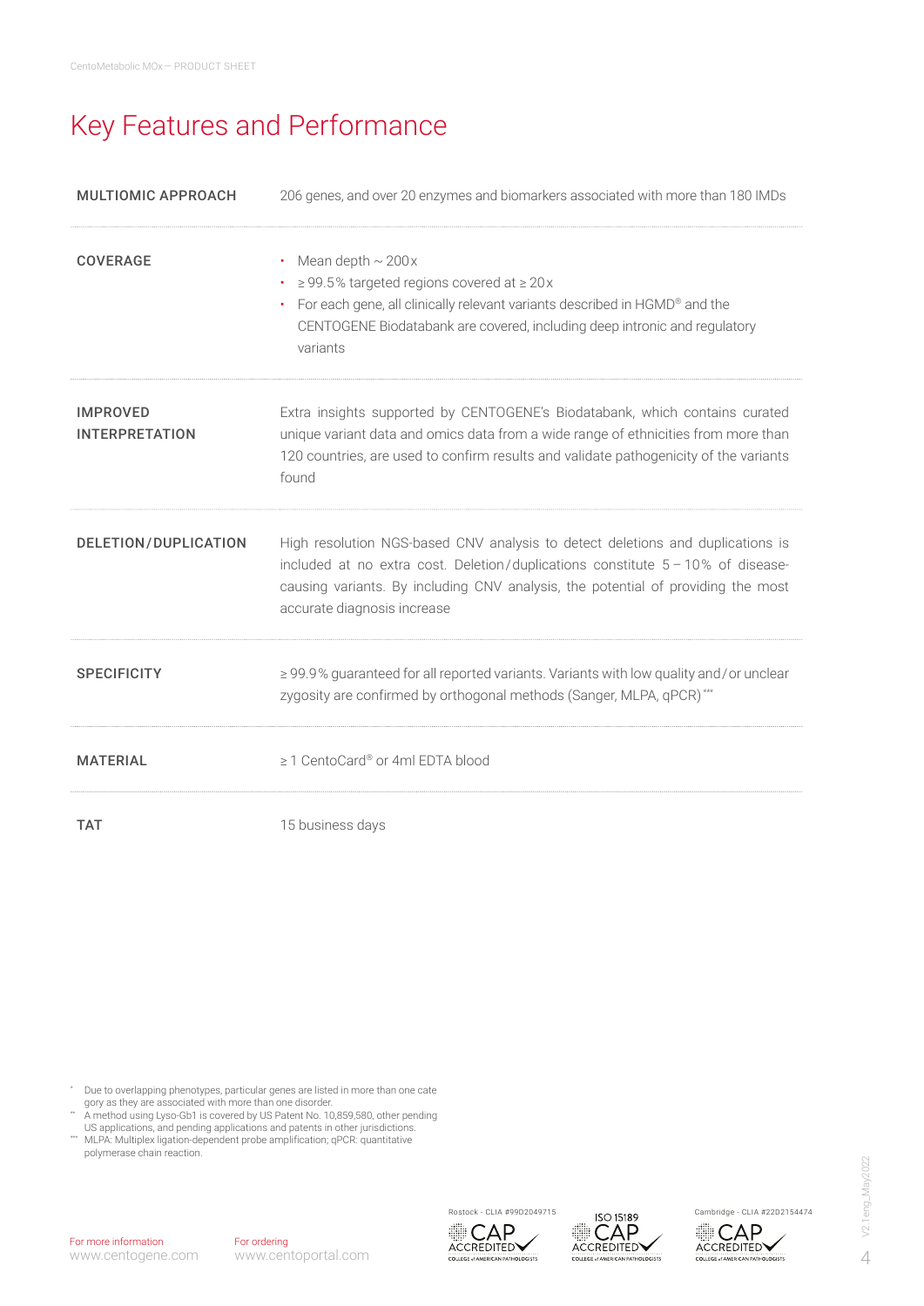# Key Features and Performance

| | |
|---|---|
| **MULTIOMIC APPROACH** | 206 genes, and over 20 enzymes and biomarkers associated with more than 180 IMDs |
| **COVERAGE** | • Mean depth ~ 200x<br>• ≥ 99.5% targeted regions covered at ≥ 20x<br>• For each gene, all clinically relevant variants described in HGMD® and the CENTOGENE Biodatabank are covered, including deep intronic and regulatory variants |
| **IMPROVED INTERPRETATION** | Extra insights supported by CENTOGENE's Biodatabank, which contains curated unique variant data and omics data from a wide range of ethnicities from more than 120 countries, are used to confirm results and validate pathogenicity of the variants found |
| **DELETION/DUPLICATION** | High resolution NGS-based CNV analysis to detect deletions and duplications is included at no extra cost. Deletion/duplications constitute 5 – 10% of disease-causing variants. By including CNV analysis, the potential of providing the most accurate diagnosis increase |
| **SPECIFICITY** | ≥ 99.9% guaranteed for all reported variants. Variants with low quality and/or unclear zygosity are confirmed by orthogonal methods (Sanger, MLPA, qPCR)*** |
| **MATERIAL** | ≥ 1 CentoCard® or 4ml EDTA blood |
| **TAT** | 15 business days |

\* Due to overlapping phenotypes, particular genes are listed in more than one category as they are associated with more than one disorder.
\** A method using Lyso-Gb1 is covered by US Patent No. 10,859,580, other pending US applications, and pending applications and patents in other jurisdictions.
\*** MLPA: Multiplex ligation-dependent probe amplification; qPCR: quantitative polymerase chain reaction.

For more information
www.centogene.com

For ordering
www.centoportal.com

Rostock - CLIA #99D2049715 · CAP ACCREDITED · COLLEGE of AMERICAN PATHOLOGISTS

ISO 15189 · CAP ACCREDITED · COLLEGE of AMERICAN PATHOLOGISTS

Cambridge - CLIA #22D2154474 · CAP ACCREDITED · COLLEGE of AMERICAN PATHOLOGISTS

V2.1.eng_May2022